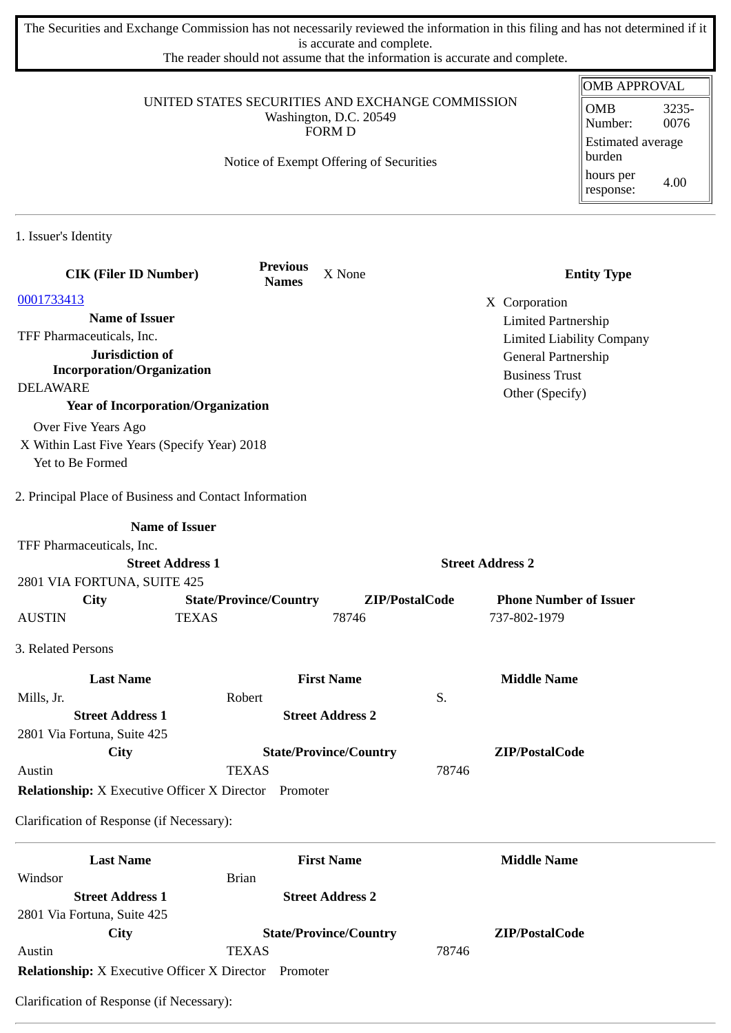The Securities and Exchange Commission has not necessarily reviewed the information in this filing and has not determined if it is accurate and complete.
The reader should not assume that the information is accurate and complete.

| OMB APPROVAL | |
|---|---|
| OMB Number: | 3235-0076 |
| Estimated average burden | |
| hours per response: | 4.00 |

UNITED STATES SECURITIES AND EXCHANGE COMMISSION
Washington, D.C. 20549
FORM D

Notice of Exempt Offering of Securities

## 1. Issuer's Identity

**CIK (Filer ID Number)**

0001733413

**Previous Names** X None

**Entity Type**

- X Corporation
- Limited Partnership
- Limited Liability Company
- General Partnership
- Business Trust
- Other (Specify)

**Name of Issuer**

TFF Pharmaceuticals, Inc.

**Jurisdiction of Incorporation/Organization**

DELAWARE

**Year of Incorporation/Organization**

- Over Five Years Ago
- X Within Last Five Years (Specify Year) 2018
- Yet to Be Formed

## 2. Principal Place of Business and Contact Information

**Name of Issuer**

TFF Pharmaceuticals, Inc.

| Street Address 1 | | | Street Address 2 |
|---|---|---|---|
| 2801 VIA FORTUNA, SUITE 425 | | | |
| **City** | **State/Province/Country** | **ZIP/PostalCode** | **Phone Number of Issuer** |
| AUSTIN | TEXAS | 78746 | 737-802-1979 |

## 3. Related Persons

| Last Name | First Name | Middle Name |
|---|---|---|
| Mills, Jr. | Robert | S. |
| **Street Address 1** | **Street Address 2** | |
| 2801 Via Fortuna, Suite 425 | | |
| **City** | **State/Province/Country** | **ZIP/PostalCode** |
| Austin | TEXAS | 78746 |

**Relationship:** X Executive Officer X Director Promoter

Clarification of Response (if Necessary):

---

| Last Name | First Name | Middle Name |
|---|---|---|
| Windsor | Brian | |
| **Street Address 1** | **Street Address 2** | |
| 2801 Via Fortuna, Suite 425 | | |
| **City** | **State/Province/Country** | **ZIP/PostalCode** |
| Austin | TEXAS | 78746 |

**Relationship:** X Executive Officer X Director Promoter

Clarification of Response (if Necessary):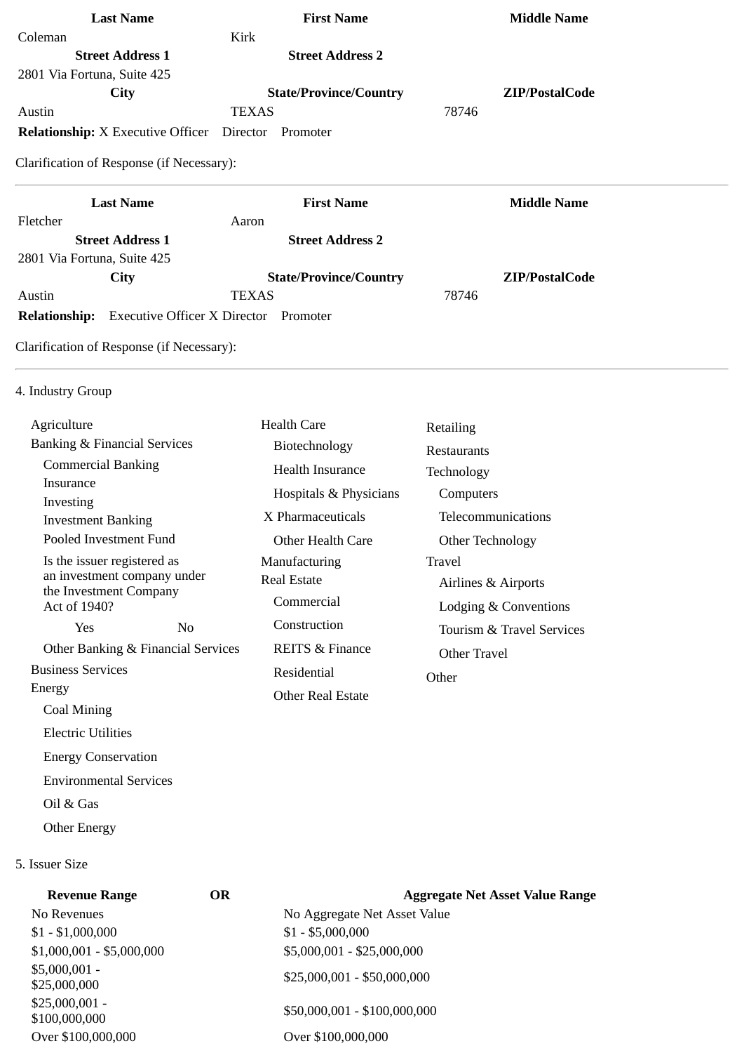| Last Name | First Name | Middle Name |
|---|---|---|
| Coleman | Kirk | |
| **Street Address 1** | **Street Address 2** | |
| 2801 Via Fortuna, Suite 425 | | |
| **City** | **State/Province/Country** | **ZIP/PostalCode** |
| Austin | TEXAS | 78746 |

**Relationship:** X Executive Officer  Director  Promoter

Clarification of Response (if Necessary):

---

| Last Name | First Name | Middle Name |
|---|---|---|
| Fletcher | Aaron | |
| **Street Address 1** | **Street Address 2** | |
| 2801 Via Fortuna, Suite 425 | | |
| **City** | **State/Province/Country** | **ZIP/PostalCode** |
| Austin | TEXAS | 78746 |

**Relationship:** Executive Officer X Director  Promoter

Clarification of Response (if Necessary):

---

4. Industry Group

- Agriculture
- Banking & Financial Services
  - Commercial Banking
  - Insurance
  - Investing
  - Investment Banking
  - Pooled Investment Fund
  - Is the issuer registered as an investment company under the Investment Company Act of 1940?
    - Yes
    - No
  - Other Banking & Financial Services
- Business Services
- Energy
  - Coal Mining
  - Electric Utilities
  - Energy Conservation
  - Environmental Services
  - Oil & Gas
  - Other Energy
- Health Care
  - Biotechnology
  - Health Insurance
  - Hospitals & Physicians
  - X Pharmaceuticals
  - Other Health Care
- Manufacturing
- Real Estate
  - Commercial
  - Construction
  - REITS & Finance
  - Residential
  - Other Real Estate
- Retailing
- Restaurants
- Technology
  - Computers
  - Telecommunications
  - Other Technology
- Travel
  - Airlines & Airports
  - Lodging & Conventions
  - Tourism & Travel Services
  - Other Travel
- Other

5. Issuer Size

| Revenue Range | OR | Aggregate Net Asset Value Range |
|---|---|---|
| No Revenues | | No Aggregate Net Asset Value |
| $1 - $1,000,000 | | $1 - $5,000,000 |
| $1,000,001 - $5,000,000 | | $5,000,001 - $25,000,000 |
| $5,000,001 - $25,000,000 | | $25,000,001 - $50,000,000 |
| $25,000,001 - $100,000,000 | | $50,000,001 - $100,000,000 |
| Over $100,000,000 | | Over $100,000,000 |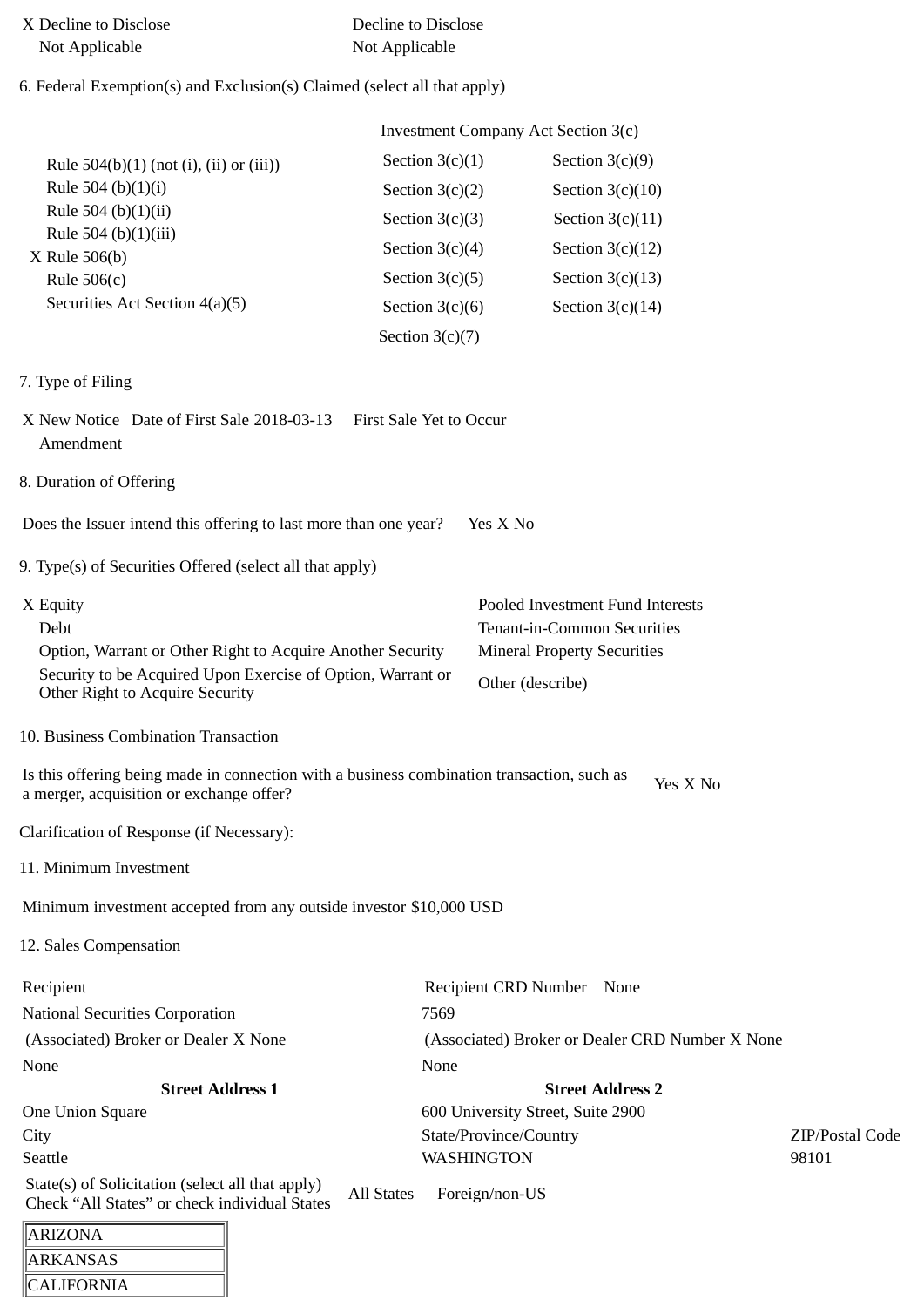X Decline to Disclose | Decline to Disclose
Not Applicable | Not Applicable

6. Federal Exemption(s) and Exclusion(s) Claimed (select all that apply)

| | Investment Company Act Section 3(c) | |
|---|---|---|
| Rule 504(b)(1) (not (i), (ii) or (iii)) | Section 3(c)(1) | Section 3(c)(9) |
| Rule 504 (b)(1)(i) | Section 3(c)(2) | Section 3(c)(10) |
| Rule 504 (b)(1)(ii) | Section 3(c)(3) | Section 3(c)(11) |
| Rule 504 (b)(1)(iii) | Section 3(c)(4) | Section 3(c)(12) |
| X Rule 506(b) | Section 3(c)(5) | Section 3(c)(13) |
| Rule 506(c) | Section 3(c)(6) | Section 3(c)(14) |
| Securities Act Section 4(a)(5) | Section 3(c)(7) | |

7. Type of Filing

X New Notice   Date of First Sale 2018-03-13   First Sale Yet to Occur
Amendment

8. Duration of Offering

Does the Issuer intend this offering to last more than one year?   Yes X No

9. Type(s) of Securities Offered (select all that apply)

| | |
|---|---|
| X Equity | Pooled Investment Fund Interests |
| Debt | Tenant-in-Common Securities |
| Option, Warrant or Other Right to Acquire Another Security | Mineral Property Securities |
| Security to be Acquired Upon Exercise of Option, Warrant or Other Right to Acquire Security | Other (describe) |

10. Business Combination Transaction

Is this offering being made in connection with a business combination transaction, such as a merger, acquisition or exchange offer?   Yes X No

Clarification of Response (if Necessary):

11. Minimum Investment

Minimum investment accepted from any outside investor $10,000 USD

12. Sales Compensation

| Recipient | Recipient CRD Number None | |
|---|---|---|
| National Securities Corporation | 7569 | |
| (Associated) Broker or Dealer X None | (Associated) Broker or Dealer CRD Number X None | |
| None | None | |
| **Street Address 1** | **Street Address 2** | |
| One Union Square | 600 University Street, Suite 2900 | |
| City | State/Province/Country | ZIP/Postal Code |
| Seattle | WASHINGTON | 98101 |

State(s) of Solicitation (select all that apply)
Check "All States" or check individual States   All States   Foreign/non-US

| |
|---|
| ARIZONA |
| ARKANSAS |
| CALIFORNIA |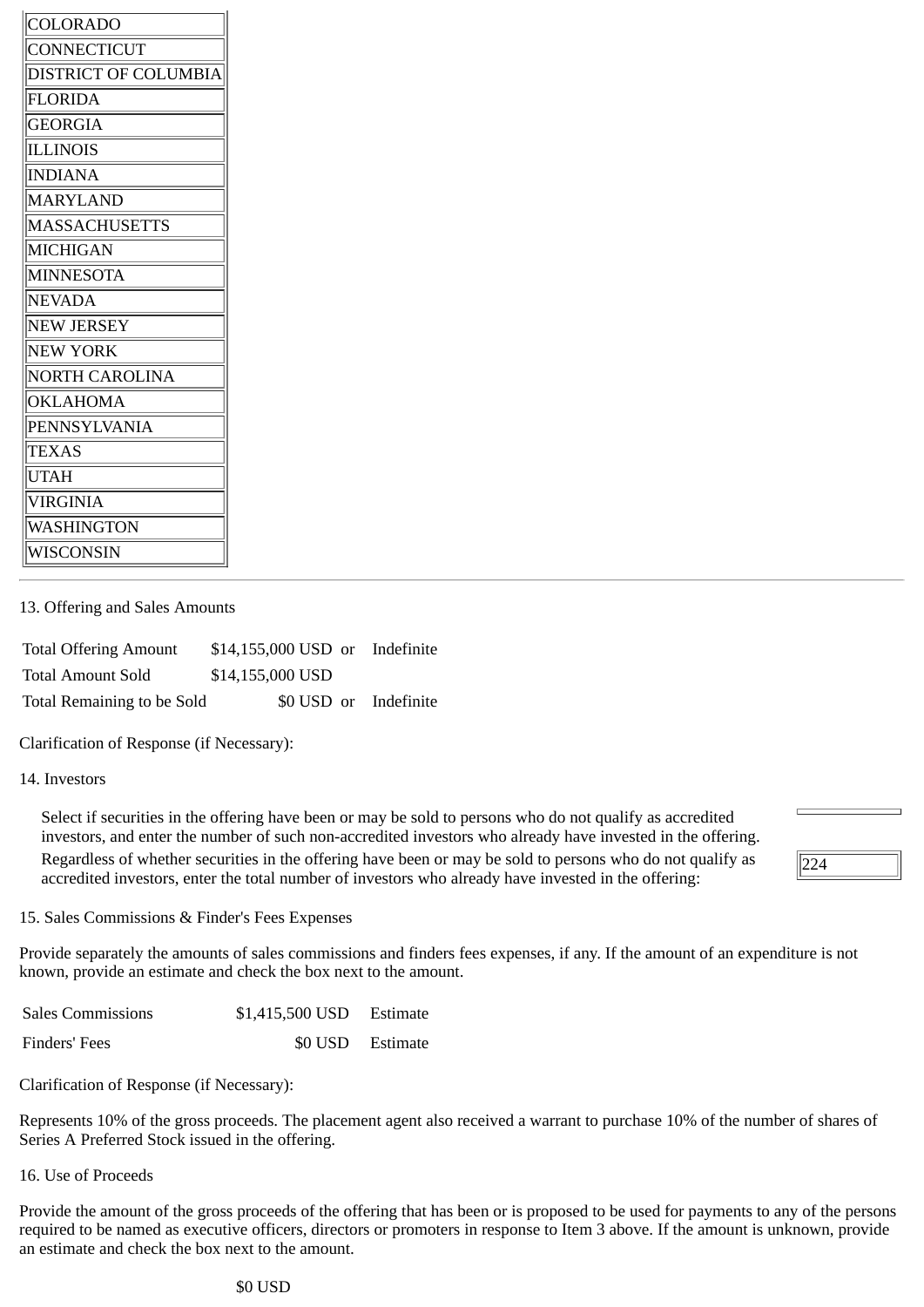| COLORADO |
|---|
| CONNECTICUT |
| DISTRICT OF COLUMBIA |
| FLORIDA |
| GEORGIA |
| ILLINOIS |
| INDIANA |
| MARYLAND |
| MASSACHUSETTS |
| MICHIGAN |
| MINNESOTA |
| NEVADA |
| NEW JERSEY |
| NEW YORK |
| NORTH CAROLINA |
| OKLAHOMA |
| PENNSYLVANIA |
| TEXAS |
| UTAH |
| VIRGINIA |
| WASHINGTON |
| WISCONSIN |

---

13. Offering and Sales Amounts

| | | | |
|---|---|---|---|
| Total Offering Amount | $14,155,000 USD | or | Indefinite |
| Total Amount Sold | $14,155,000 USD | | |
| Total Remaining to be Sold | $0 USD | or | Indefinite |

Clarification of Response (if Necessary):

14. Investors

Select if securities in the offering have been or may be sold to persons who do not qualify as accredited investors, and enter the number of such non-accredited investors who already have invested in the offering.

Regardless of whether securities in the offering have been or may be sold to persons who do not qualify as accredited investors, enter the total number of investors who already have invested in the offering: 224

15. Sales Commissions & Finder's Fees Expenses

Provide separately the amounts of sales commissions and finders fees expenses, if any. If the amount of an expenditure is not known, provide an estimate and check the box next to the amount.

| | | |
|---|---|---|
| Sales Commissions | $1,415,500 USD | Estimate |
| Finders' Fees | $0 USD | Estimate |

Clarification of Response (if Necessary):

Represents 10% of the gross proceeds. The placement agent also received a warrant to purchase 10% of the number of shares of Series A Preferred Stock issued in the offering.

16. Use of Proceeds

Provide the amount of the gross proceeds of the offering that has been or is proposed to be used for payments to any of the persons required to be named as executive officers, directors or promoters in response to Item 3 above. If the amount is unknown, provide an estimate and check the box next to the amount.

$0 USD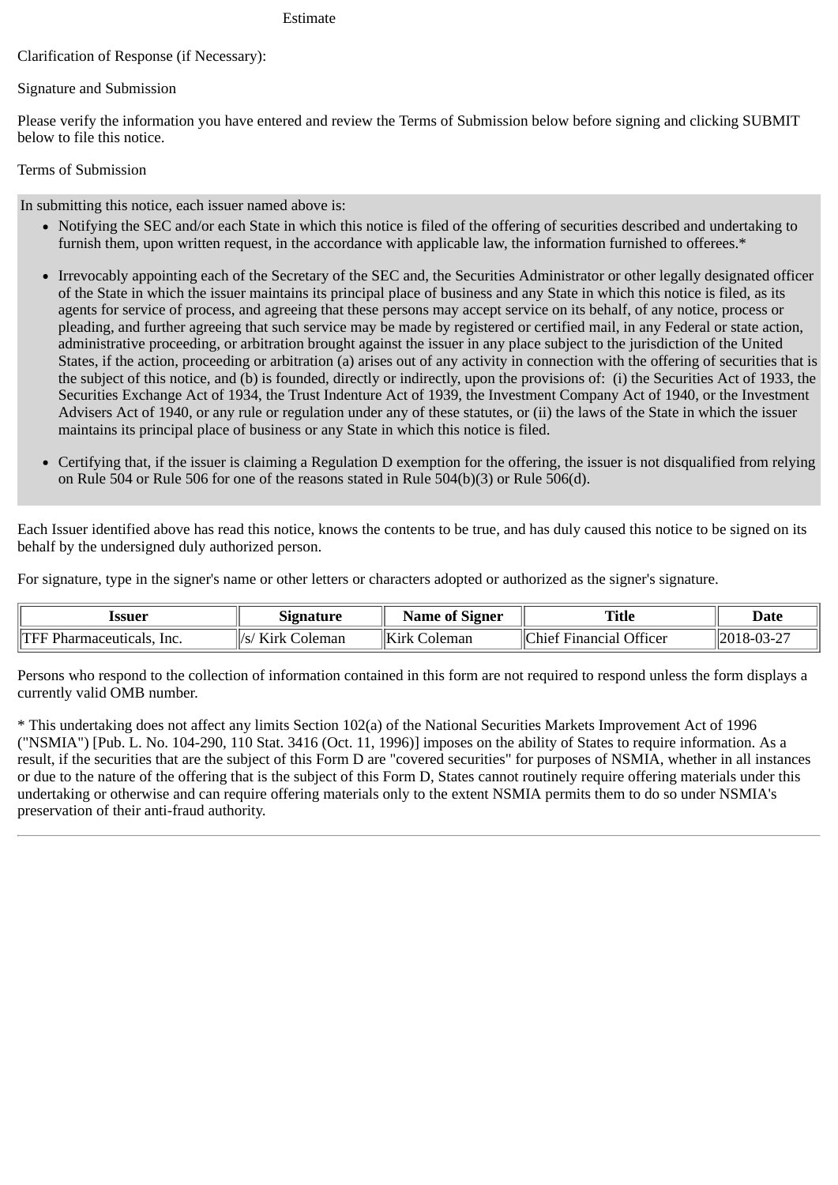Estimate

Clarification of Response (if Necessary):

Signature and Submission

Please verify the information you have entered and review the Terms of Submission below before signing and clicking SUBMIT below to file this notice.

Terms of Submission

In submitting this notice, each issuer named above is:

- Notifying the SEC and/or each State in which this notice is filed of the offering of securities described and undertaking to furnish them, upon written request, in the accordance with applicable law, the information furnished to offerees.*
- Irrevocably appointing each of the Secretary of the SEC and, the Securities Administrator or other legally designated officer of the State in which the issuer maintains its principal place of business and any State in which this notice is filed, as its agents for service of process, and agreeing that these persons may accept service on its behalf, of any notice, process or pleading, and further agreeing that such service may be made by registered or certified mail, in any Federal or state action, administrative proceeding, or arbitration brought against the issuer in any place subject to the jurisdiction of the United States, if the action, proceeding or arbitration (a) arises out of any activity in connection with the offering of securities that is the subject of this notice, and (b) is founded, directly or indirectly, upon the provisions of: (i) the Securities Act of 1933, the Securities Exchange Act of 1934, the Trust Indenture Act of 1939, the Investment Company Act of 1940, or the Investment Advisers Act of 1940, or any rule or regulation under any of these statutes, or (ii) the laws of the State in which the issuer maintains its principal place of business or any State in which this notice is filed.
- Certifying that, if the issuer is claiming a Regulation D exemption for the offering, the issuer is not disqualified from relying on Rule 504 or Rule 506 for one of the reasons stated in Rule 504(b)(3) or Rule 506(d).

Each Issuer identified above has read this notice, knows the contents to be true, and has duly caused this notice to be signed on its behalf by the undersigned duly authorized person.

For signature, type in the signer's name or other letters or characters adopted or authorized as the signer's signature.

| Issuer | Signature | Name of Signer | Title | Date |
|---|---|---|---|---|
| TFF Pharmaceuticals, Inc. | /s/ Kirk Coleman | Kirk Coleman | Chief Financial Officer | 2018-03-27 |

Persons who respond to the collection of information contained in this form are not required to respond unless the form displays a currently valid OMB number.

* This undertaking does not affect any limits Section 102(a) of the National Securities Markets Improvement Act of 1996 ("NSMIA") [Pub. L. No. 104-290, 110 Stat. 3416 (Oct. 11, 1996)] imposes on the ability of States to require information. As a result, if the securities that are the subject of this Form D are "covered securities" for purposes of NSMIA, whether in all instances or due to the nature of the offering that is the subject of this Form D, States cannot routinely require offering materials under this undertaking or otherwise and can require offering materials only to the extent NSMIA permits them to do so under NSMIA's preservation of their anti-fraud authority.